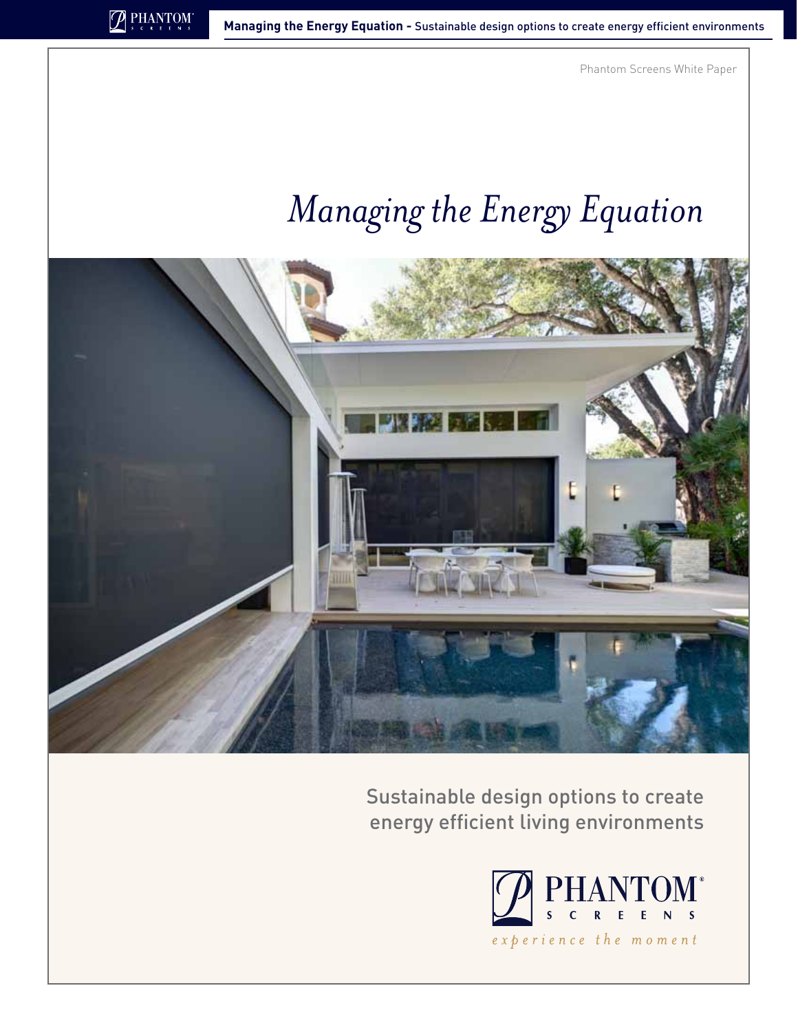Phantom Screens White Paper

# Managing the Energy Equation

Sustainable design options to create energy efficient living environments

PHANTOM® SCREENS

*experience the moment*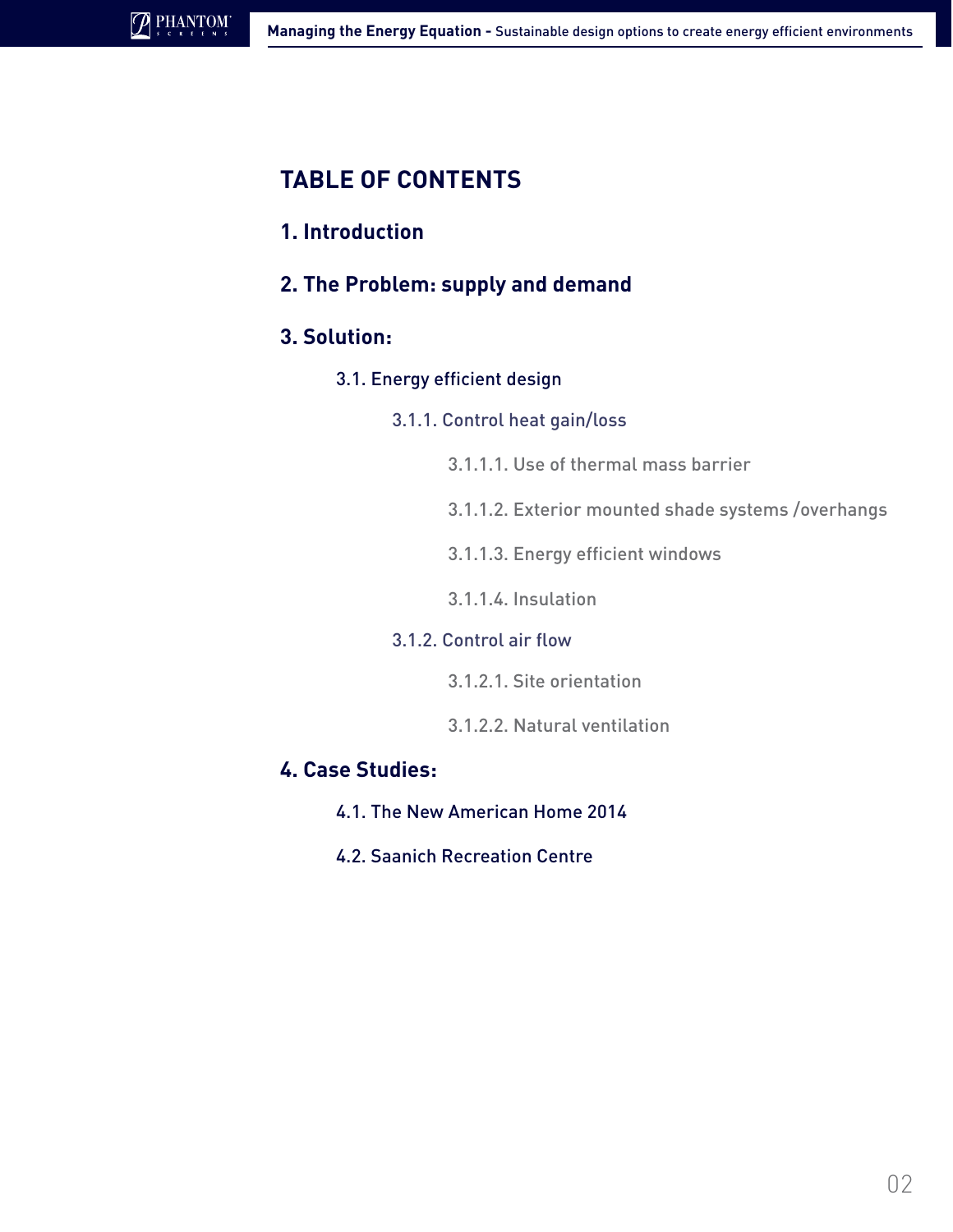# TABLE OF CONTENTS

**1. Introduction**

**2. The Problem: supply and demand**

**3. Solution:**

- 3.1. Energy efficient design
  - 3.1.1. Control heat gain/loss
    - 3.1.1.1. Use of thermal mass barrier
    - 3.1.1.2. Exterior mounted shade systems /overhangs
    - 3.1.1.3. Energy efficient windows
    - 3.1.1.4. Insulation
  - 3.1.2. Control air flow
    - 3.1.2.1. Site orientation
    - 3.1.2.2. Natural ventilation

**4. Case Studies:**

- 4.1. The New American Home 2014
- 4.2. Saanich Recreation Centre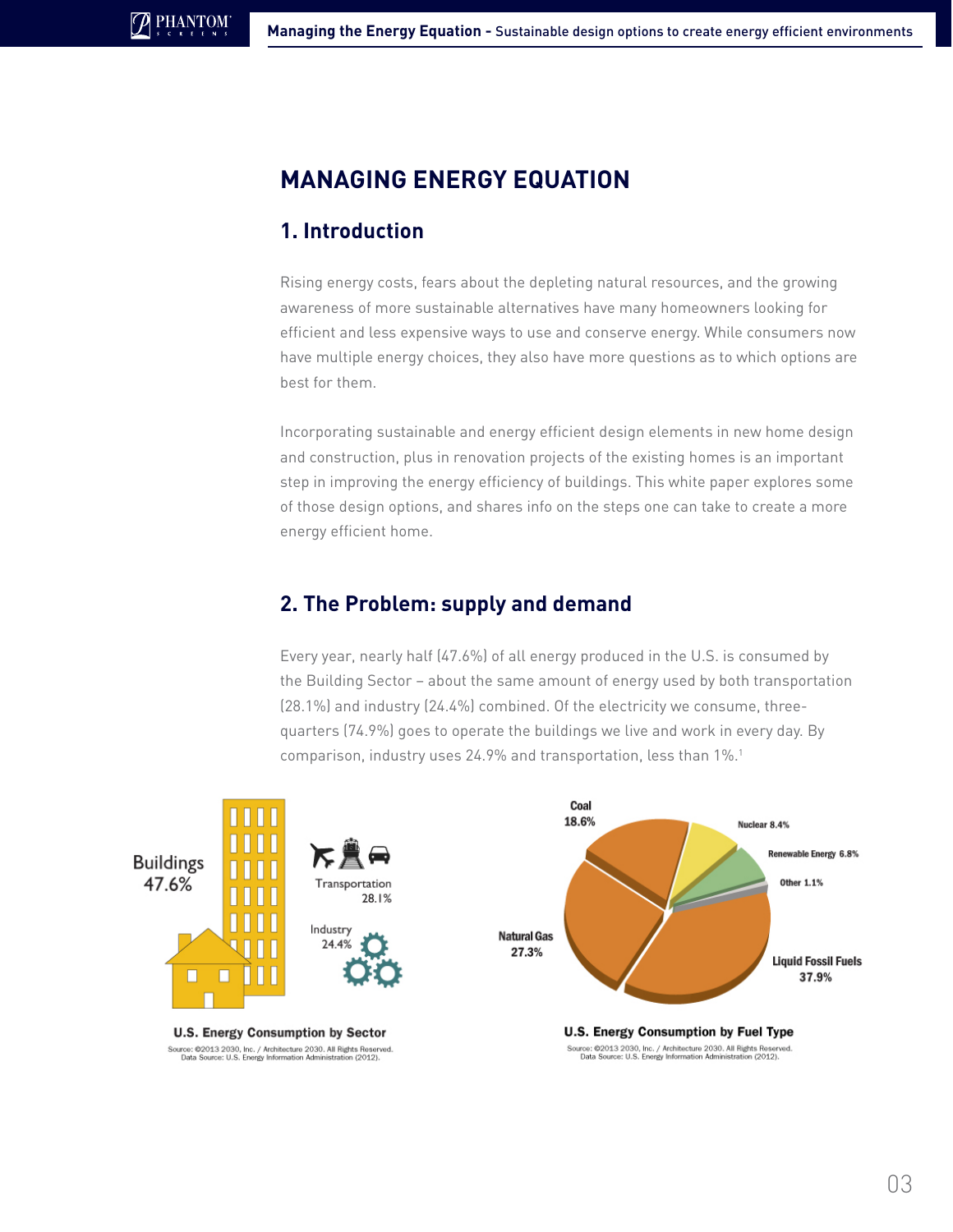# MANAGING ENERGY EQUATION

## 1. Introduction

Rising energy costs, fears about the depleting natural resources, and the growing awareness of more sustainable alternatives have many homeowners looking for efficient and less expensive ways to use and conserve energy. While consumers now have multiple energy choices, they also have more questions as to which options are best for them.

Incorporating sustainable and energy efficient design elements in new home design and construction, plus in renovation projects of the existing homes is an important step in improving the energy efficiency of buildings. This white paper explores some of those design options, and shares info on the steps one can take to create a more energy efficient home.

## 2. The Problem: supply and demand

Every year, nearly half (47.6%) of all energy produced in the U.S. is consumed by the Building Sector – about the same amount of energy used by both transportation (28.1%) and industry (24.4%) combined. Of the electricity we consume, three-quarters (74.9%) goes to operate the buildings we live and work in every day. By comparison, industry uses 24.9% and transportation, less than 1%.[1]

Buildings 47.6%

Transportation 28.1%

Industry 24.4%

**U.S. Energy Consumption by Sector**

Source: ©2013 2030, Inc. / Architecture 2030. All Rights Reserved.
Data Source: U.S. Energy Information Administration (2012).

Coal 18.6%

Nuclear 8.4%

Renewable Energy 6.8%

Other 1.1%

Natural Gas 27.3%

Liquid Fossil Fuels 37.9%

**U.S. Energy Consumption by Fuel Type**

Source: ©2013 2030, Inc. / Architecture 2030. All Rights Reserved.
Data Source: U.S. Energy Information Administration (2012).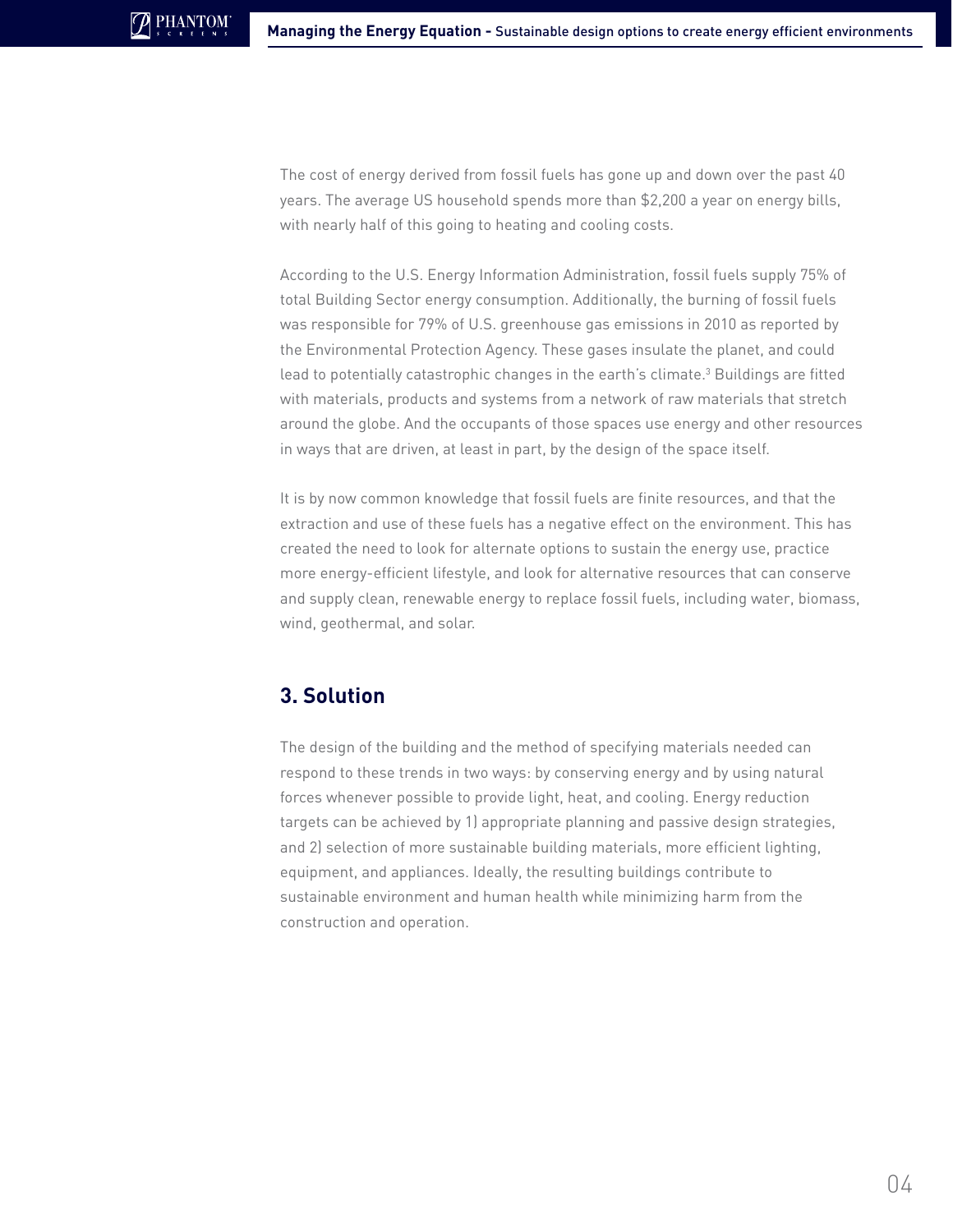The cost of energy derived from fossil fuels has gone up and down over the past 40 years. The average US household spends more than $2,200 a year on energy bills, with nearly half of this going to heating and cooling costs.

According to the U.S. Energy Information Administration, fossil fuels supply 75% of total Building Sector energy consumption. Additionally, the burning of fossil fuels was responsible for 79% of U.S. greenhouse gas emissions in 2010 as reported by the Environmental Protection Agency. These gases insulate the planet, and could lead to potentially catastrophic changes in the earth's climate.[3] Buildings are fitted with materials, products and systems from a network of raw materials that stretch around the globe. And the occupants of those spaces use energy and other resources in ways that are driven, at least in part, by the design of the space itself.

It is by now common knowledge that fossil fuels are finite resources, and that the extraction and use of these fuels has a negative effect on the environment. This has created the need to look for alternate options to sustain the energy use, practice more energy-efficient lifestyle, and look for alternative resources that can conserve and supply clean, renewable energy to replace fossil fuels, including water, biomass, wind, geothermal, and solar.

## 3. Solution

The design of the building and the method of specifying materials needed can respond to these trends in two ways: by conserving energy and by using natural forces whenever possible to provide light, heat, and cooling. Energy reduction targets can be achieved by 1) appropriate planning and passive design strategies, and 2) selection of more sustainable building materials, more efficient lighting, equipment, and appliances. Ideally, the resulting buildings contribute to sustainable environment and human health while minimizing harm from the construction and operation.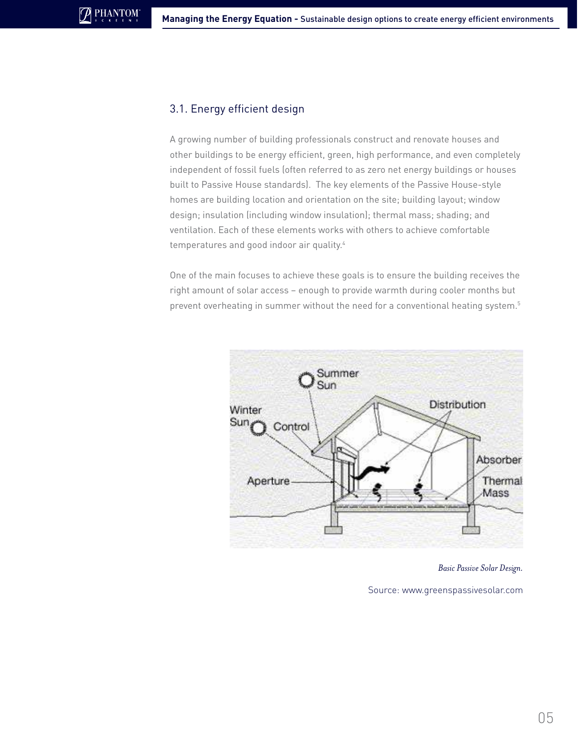## 3.1. Energy efficient design

A growing number of building professionals construct and renovate houses and other buildings to be energy efficient, green, high performance, and even completely independent of fossil fuels (often referred to as zero net energy buildings or houses built to Passive House standards). The key elements of the Passive House-style homes are building location and orientation on the site; building layout; window design; insulation (including window insulation); thermal mass; shading; and ventilation. Each of these elements works with others to achieve comfortable temperatures and good indoor air quality.[4]

One of the main focuses to achieve these goals is to ensure the building receives the right amount of solar access – enough to provide warmth during cooler months but prevent overheating in summer without the need for a conventional heating system.[5]

*Basic Passive Solar Design.*

Source: www.greenspassivesolar.com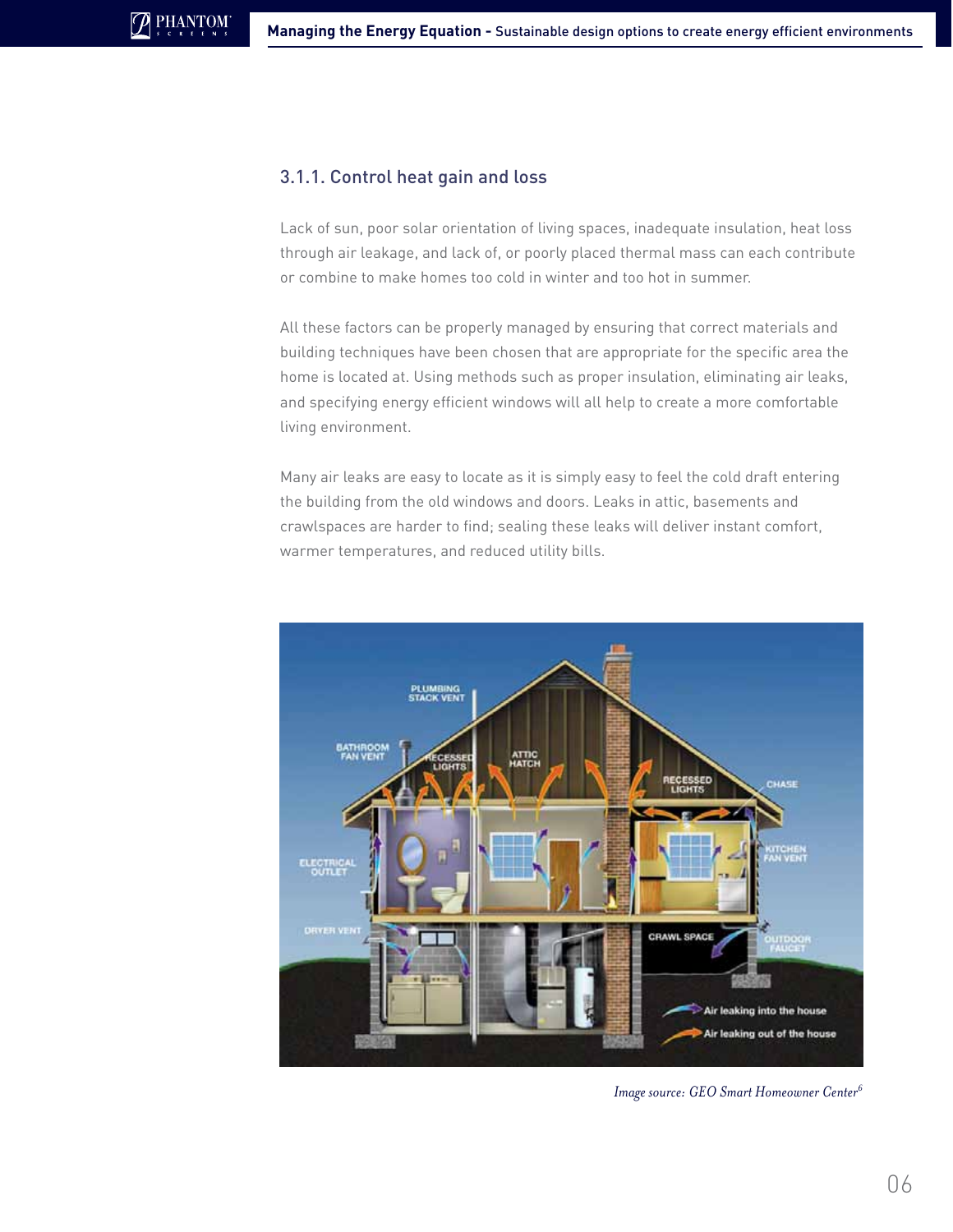### 3.1.1. Control heat gain and loss

Lack of sun, poor solar orientation of living spaces, inadequate insulation, heat loss through air leakage, and lack of, or poorly placed thermal mass can each contribute or combine to make homes too cold in winter and too hot in summer.

All these factors can be properly managed by ensuring that correct materials and building techniques have been chosen that are appropriate for the specific area the home is located at. Using methods such as proper insulation, eliminating air leaks, and specifying energy efficient windows will all help to create a more comfortable living environment.

Many air leaks are easy to locate as it is simply easy to feel the cold draft entering the building from the old windows and doors. Leaks in attic, basements and crawlspaces are harder to find; sealing these leaks will deliver instant comfort, warmer temperatures, and reduced utility bills.

*Image source: GEO Smart Homeowner Center*[6]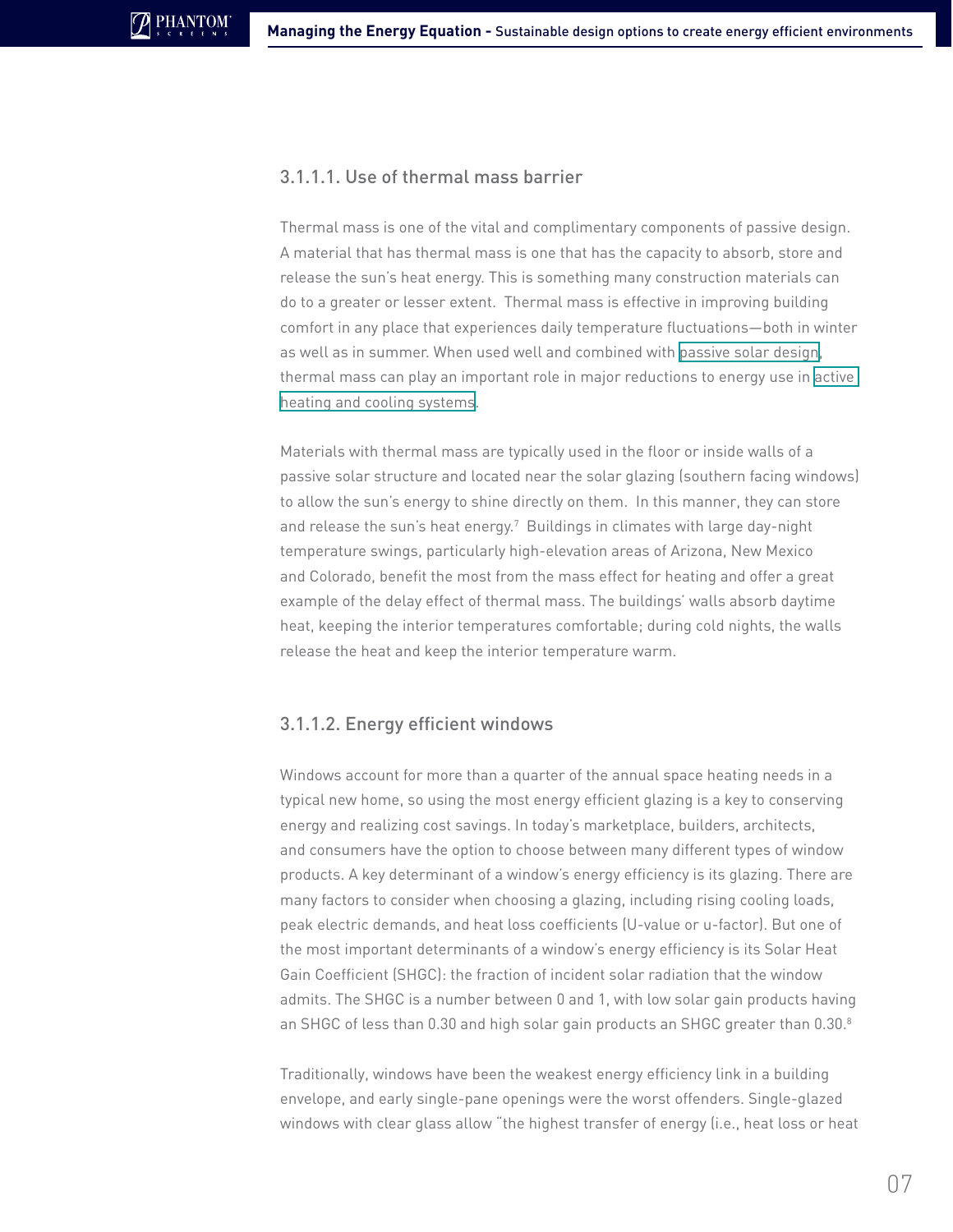### 3.1.1.1. Use of thermal mass barrier

Thermal mass is one of the vital and complimentary components of passive design. A material that has thermal mass is one that has the capacity to absorb, store and release the sun's heat energy. This is something many construction materials can do to a greater or lesser extent. Thermal mass is effective in improving building comfort in any place that experiences daily temperature fluctuations—both in winter as well as in summer. When used well and combined with passive solar design, thermal mass can play an important role in major reductions to energy use in active heating and cooling systems.

Materials with thermal mass are typically used in the floor or inside walls of a passive solar structure and located near the solar glazing (southern facing windows) to allow the sun's energy to shine directly on them. In this manner, they can store and release the sun's heat energy.[7] Buildings in climates with large day-night temperature swings, particularly high-elevation areas of Arizona, New Mexico and Colorado, benefit the most from the mass effect for heating and offer a great example of the delay effect of thermal mass. The buildings' walls absorb daytime heat, keeping the interior temperatures comfortable; during cold nights, the walls release the heat and keep the interior temperature warm.

### 3.1.1.2. Energy efficient windows

Windows account for more than a quarter of the annual space heating needs in a typical new home, so using the most energy efficient glazing is a key to conserving energy and realizing cost savings. In today's marketplace, builders, architects, and consumers have the option to choose between many different types of window products. A key determinant of a window's energy efficiency is its glazing. There are many factors to consider when choosing a glazing, including rising cooling loads, peak electric demands, and heat loss coefficients (U-value or u-factor). But one of the most important determinants of a window's energy efficiency is its Solar Heat Gain Coefficient (SHGC): the fraction of incident solar radiation that the window admits. The SHGC is a number between 0 and 1, with low solar gain products having an SHGC of less than 0.30 and high solar gain products an SHGC greater than 0.30.[8]

Traditionally, windows have been the weakest energy efficiency link in a building envelope, and early single-pane openings were the worst offenders. Single-glazed windows with clear glass allow "the highest transfer of energy (i.e., heat loss or heat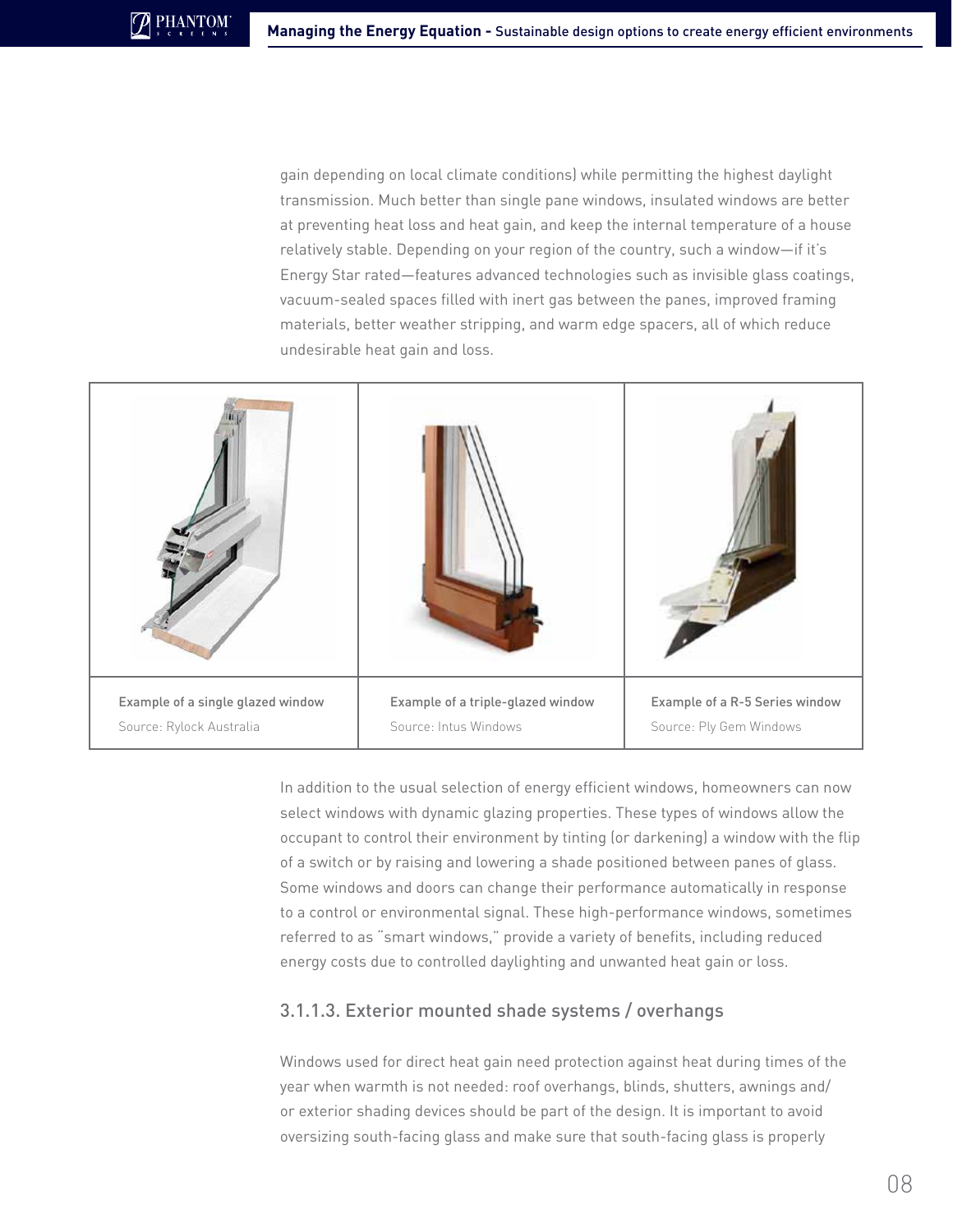gain depending on local climate conditions) while permitting the highest daylight transmission. Much better than single pane windows, insulated windows are better at preventing heat loss and heat gain, and keep the internal temperature of a house relatively stable. Depending on your region of the country, such a window—if it's Energy Star rated—features advanced technologies such as invisible glass coatings, vacuum-sealed spaces filled with inert gas between the panes, improved framing materials, better weather stripping, and warm edge spacers, all of which reduce undesirable heat gain and loss.

| Example of a single glazed window | Example of a triple-glazed window | Example of a R-5 Series window |
|---|---|---|
| Source: Rylock Australia | Source: Intus Windows | Source: Ply Gem Windows |

In addition to the usual selection of energy efficient windows, homeowners can now select windows with dynamic glazing properties. These types of windows allow the occupant to control their environment by tinting (or darkening) a window with the flip of a switch or by raising and lowering a shade positioned between panes of glass. Some windows and doors can change their performance automatically in response to a control or environmental signal. These high-performance windows, sometimes referred to as "smart windows," provide a variety of benefits, including reduced energy costs due to controlled daylighting and unwanted heat gain or loss.

### 3.1.1.3. Exterior mounted shade systems / overhangs

Windows used for direct heat gain need protection against heat during times of the year when warmth is not needed: roof overhangs, blinds, shutters, awnings and/or exterior shading devices should be part of the design. It is important to avoid oversizing south-facing glass and make sure that south-facing glass is properly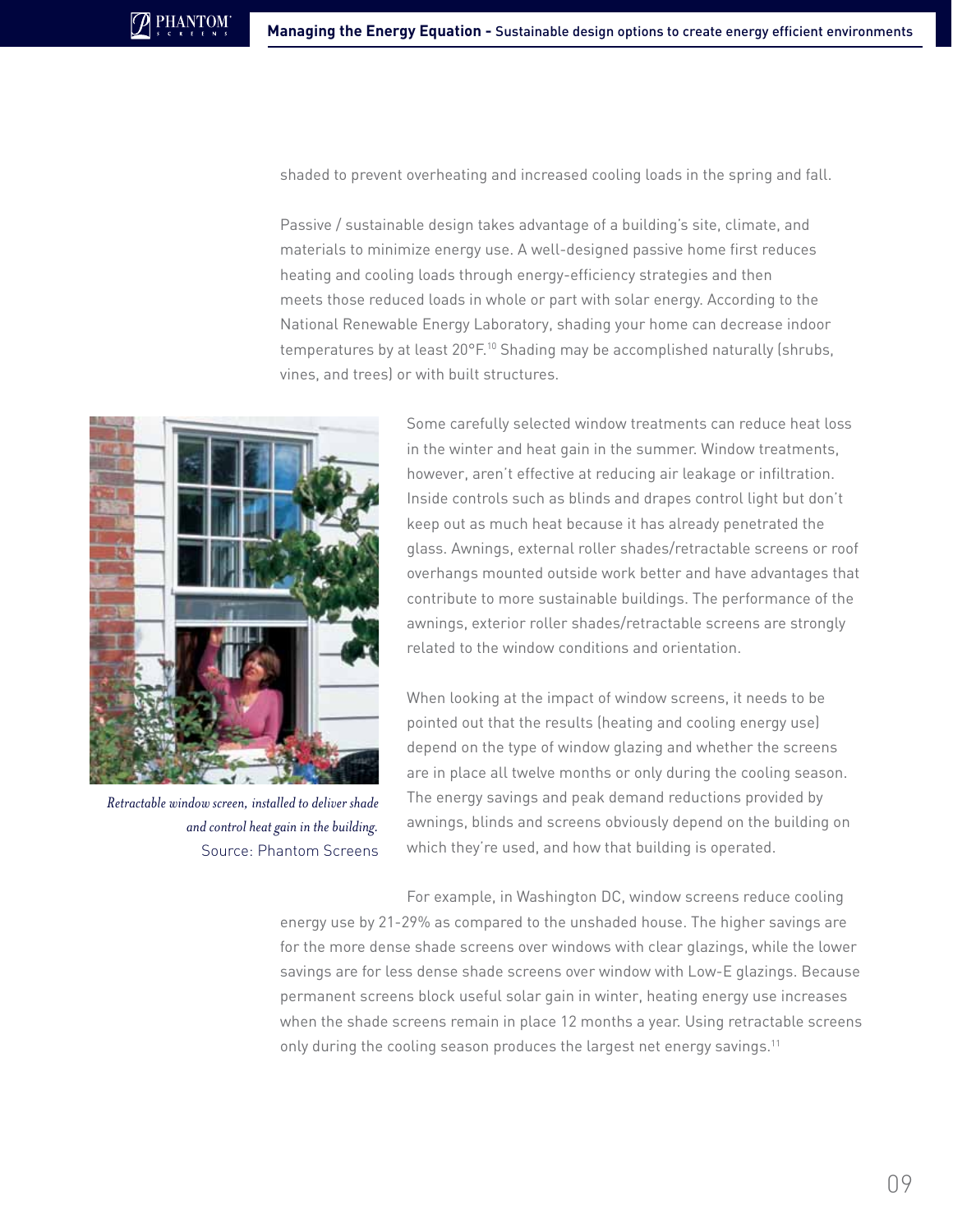shaded to prevent overheating and increased cooling loads in the spring and fall.

Passive / sustainable design takes advantage of a building's site, climate, and materials to minimize energy use. A well-designed passive home first reduces heating and cooling loads through energy-efficiency strategies and then meets those reduced loads in whole or part with solar energy. According to the National Renewable Energy Laboratory, shading your home can decrease indoor temperatures by at least 20°F.[10] Shading may be accomplished naturally (shrubs, vines, and trees) or with built structures.

*Retractable window screen, installed to deliver shade and control heat gain in the building.*
Source: Phantom Screens

Some carefully selected window treatments can reduce heat loss in the winter and heat gain in the summer. Window treatments, however, aren't effective at reducing air leakage or infiltration. Inside controls such as blinds and drapes control light but don't keep out as much heat because it has already penetrated the glass. Awnings, external roller shades/retractable screens or roof overhangs mounted outside work better and have advantages that contribute to more sustainable buildings. The performance of the awnings, exterior roller shades/retractable screens are strongly related to the window conditions and orientation.

When looking at the impact of window screens, it needs to be pointed out that the results (heating and cooling energy use) depend on the type of window glazing and whether the screens are in place all twelve months or only during the cooling season. The energy savings and peak demand reductions provided by awnings, blinds and screens obviously depend on the building on which they're used, and how that building is operated.

For example, in Washington DC, window screens reduce cooling energy use by 21-29% as compared to the unshaded house. The higher savings are for the more dense shade screens over windows with clear glazings, while the lower savings are for less dense shade screens over window with Low-E glazings. Because permanent screens block useful solar gain in winter, heating energy use increases when the shade screens remain in place 12 months a year. Using retractable screens only during the cooling season produces the largest net energy savings.[11]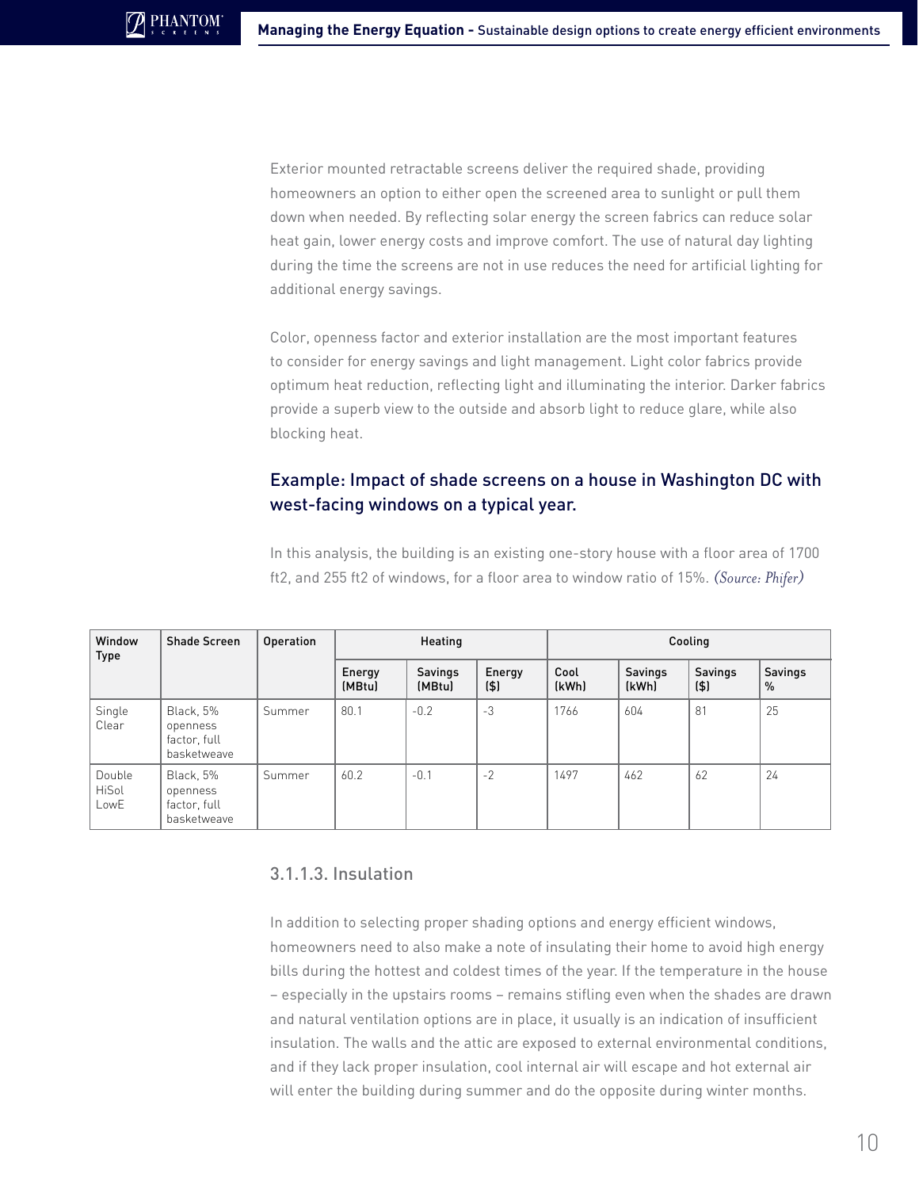Exterior mounted retractable screens deliver the required shade, providing homeowners an option to either open the screened area to sunlight or pull them down when needed. By reflecting solar energy the screen fabrics can reduce solar heat gain, lower energy costs and improve comfort. The use of natural day lighting during the time the screens are not in use reduces the need for artificial lighting for additional energy savings.

Color, openness factor and exterior installation are the most important features to consider for energy savings and light management. Light color fabrics provide optimum heat reduction, reflecting light and illuminating the interior. Darker fabrics provide a superb view to the outside and absorb light to reduce glare, while also blocking heat.

### Example: Impact of shade screens on a house in Washington DC with west-facing windows on a typical year.

In this analysis, the building is an existing one-story house with a floor area of 1700 ft2, and 255 ft2 of windows, for a floor area to window ratio of 15%. *(Source: Phifer)*

| Window Type | Shade Screen | Operation | Heating | | | Cooling | | | |
|---|---|---|---|---|---|---|---|---|---|
| | | | Energy (MBtu) | Savings (MBtu) | Energy ($) | Cool (kWh) | Savings (kWh) | Savings ($) | Savings % |
| Single Clear | Black, 5% openness factor, full basketweave | Summer | 80.1 | -0.2 | -3 | 1766 | 604 | 81 | 25 |
| Double HiSol LowE | Black, 5% openness factor, full basketweave | Summer | 60.2 | -0.1 | -2 | 1497 | 462 | 62 | 24 |

#### 3.1.1.3. Insulation

In addition to selecting proper shading options and energy efficient windows, homeowners need to also make a note of insulating their home to avoid high energy bills during the hottest and coldest times of the year. If the temperature in the house – especially in the upstairs rooms – remains stifling even when the shades are drawn and natural ventilation options are in place, it usually is an indication of insufficient insulation. The walls and the attic are exposed to external environmental conditions, and if they lack proper insulation, cool internal air will escape and hot external air will enter the building during summer and do the opposite during winter months.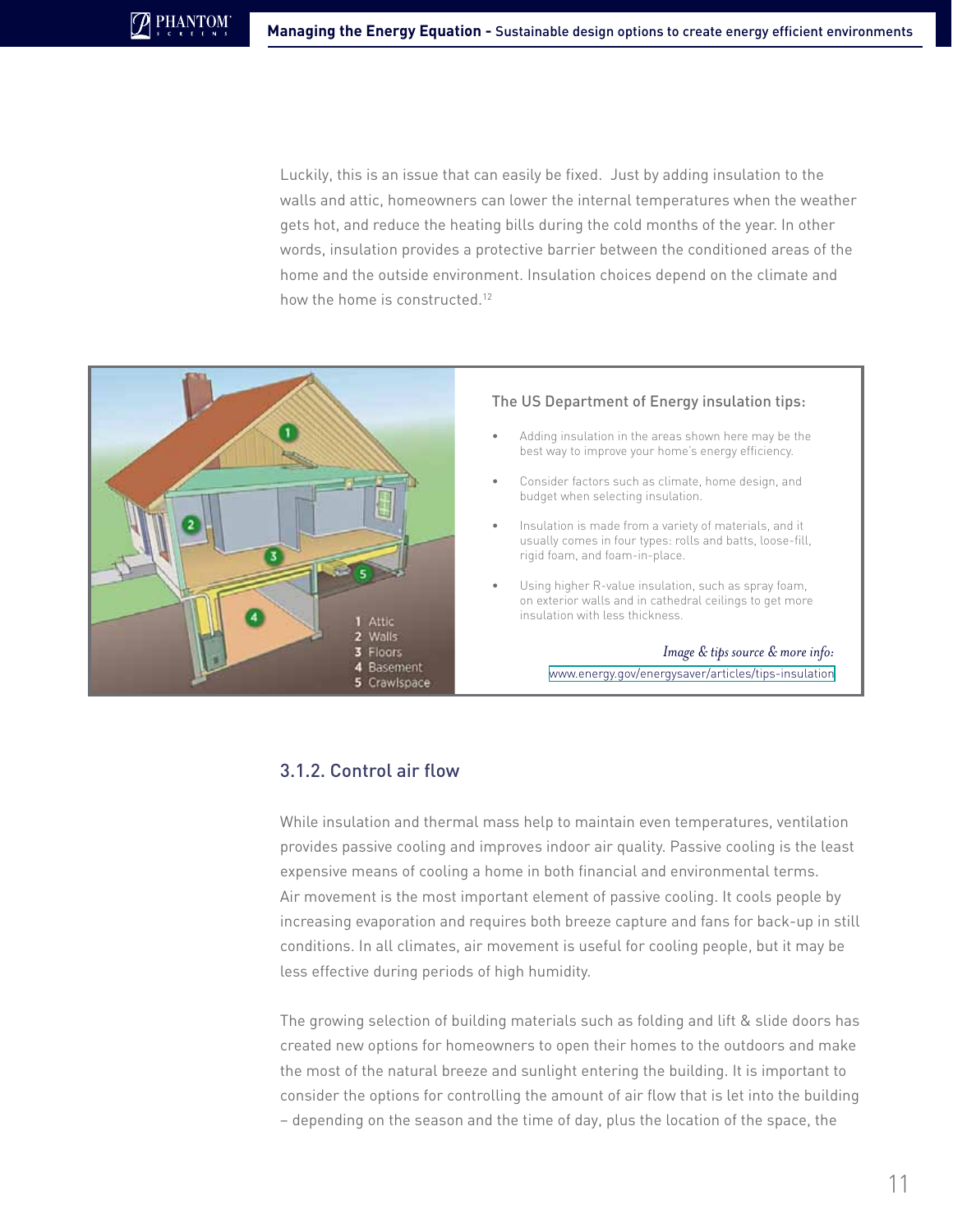Luckily, this is an issue that can easily be fixed. Just by adding insulation to the walls and attic, homeowners can lower the internal temperatures when the weather gets hot, and reduce the heating bills during the cold months of the year. In other words, insulation provides a protective barrier between the conditioned areas of the home and the outside environment. Insulation choices depend on the climate and how the home is constructed.[12]

1 Attic
2 Walls
3 Floors
4 Basement
5 Crawlspace

The US Department of Energy insulation tips:

- Adding insulation in the areas shown here may be the best way to improve your home's energy efficiency.
- Consider factors such as climate, home design, and budget when selecting insulation.
- Insulation is made from a variety of materials, and it usually comes in four types: rolls and batts, loose-fill, rigid foam, and foam-in-place.
- Using higher R-value insulation, such as spray foam, on exterior walls and in cathedral ceilings to get more insulation with less thickness.

*Image & tips source & more info:*
www.energy.gov/energysaver/articles/tips-insulation

### 3.1.2. Control air flow

While insulation and thermal mass help to maintain even temperatures, ventilation provides passive cooling and improves indoor air quality. Passive cooling is the least expensive means of cooling a home in both financial and environmental terms. Air movement is the most important element of passive cooling. It cools people by increasing evaporation and requires both breeze capture and fans for back-up in still conditions. In all climates, air movement is useful for cooling people, but it may be less effective during periods of high humidity.

The growing selection of building materials such as folding and lift & slide doors has created new options for homeowners to open their homes to the outdoors and make the most of the natural breeze and sunlight entering the building. It is important to consider the options for controlling the amount of air flow that is let into the building – depending on the season and the time of day, plus the location of the space, the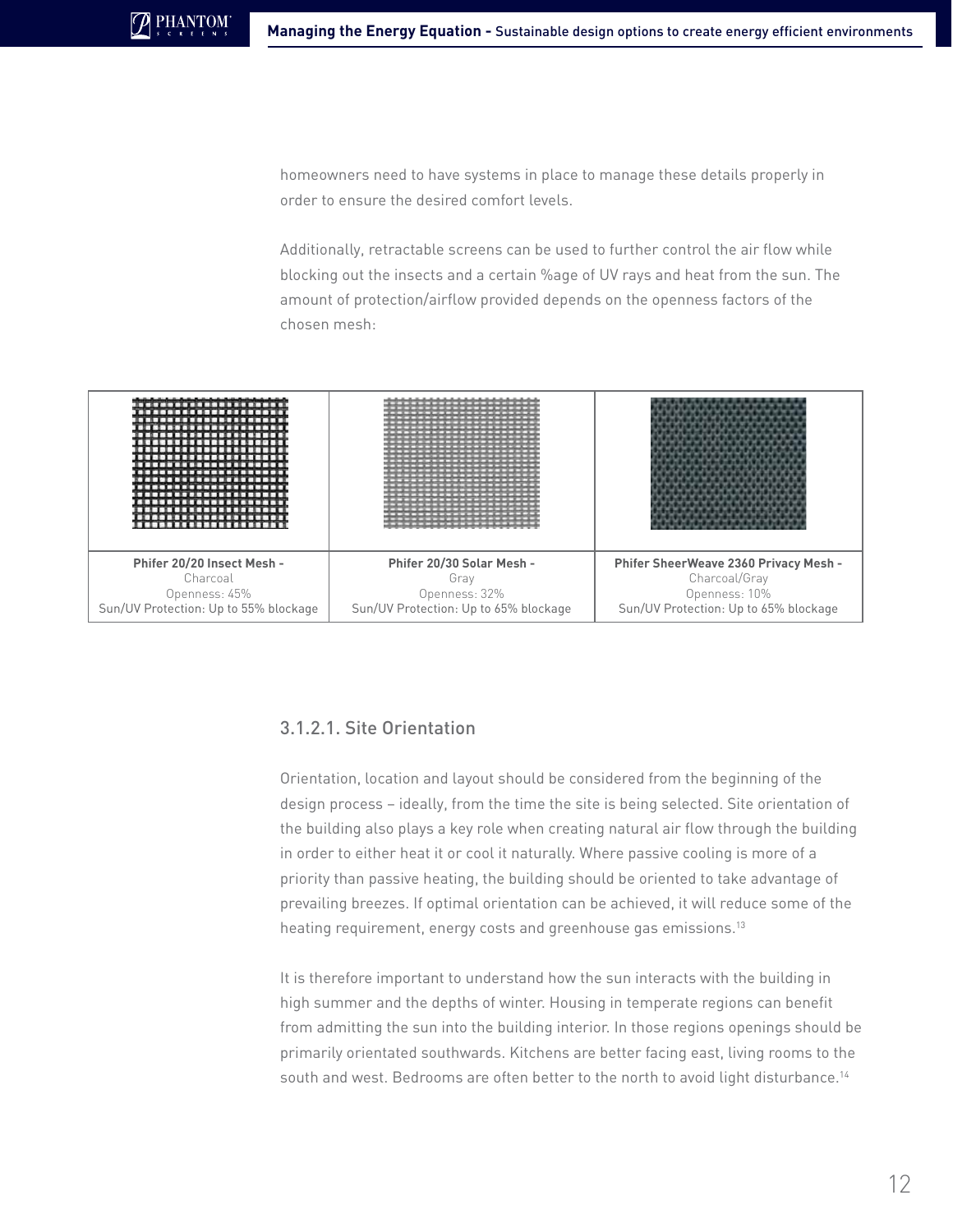homeowners need to have systems in place to manage these details properly in order to ensure the desired comfort levels.

Additionally, retractable screens can be used to further control the air flow while blocking out the insects and a certain %age of UV rays and heat from the sun. The amount of protection/airflow provided depends on the openness factors of the chosen mesh:

| **Phifer 20/20 Insect Mesh -** Charcoal Openness: 45% Sun/UV Protection: Up to 55% blockage | **Phifer 20/30 Solar Mesh -** Gray Openness: 32% Sun/UV Protection: Up to 65% blockage | **Phifer SheerWeave 2360 Privacy Mesh -** Charcoal/Gray Openness: 10% Sun/UV Protection: Up to 65% blockage |
| --- | --- | --- |

### 3.1.2.1. Site Orientation

Orientation, location and layout should be considered from the beginning of the design process – ideally, from the time the site is being selected. Site orientation of the building also plays a key role when creating natural air flow through the building in order to either heat it or cool it naturally. Where passive cooling is more of a priority than passive heating, the building should be oriented to take advantage of prevailing breezes. If optimal orientation can be achieved, it will reduce some of the heating requirement, energy costs and greenhouse gas emissions.[13]

It is therefore important to understand how the sun interacts with the building in high summer and the depths of winter. Housing in temperate regions can benefit from admitting the sun into the building interior. In those regions openings should be primarily orientated southwards. Kitchens are better facing east, living rooms to the south and west. Bedrooms are often better to the north to avoid light disturbance.[14]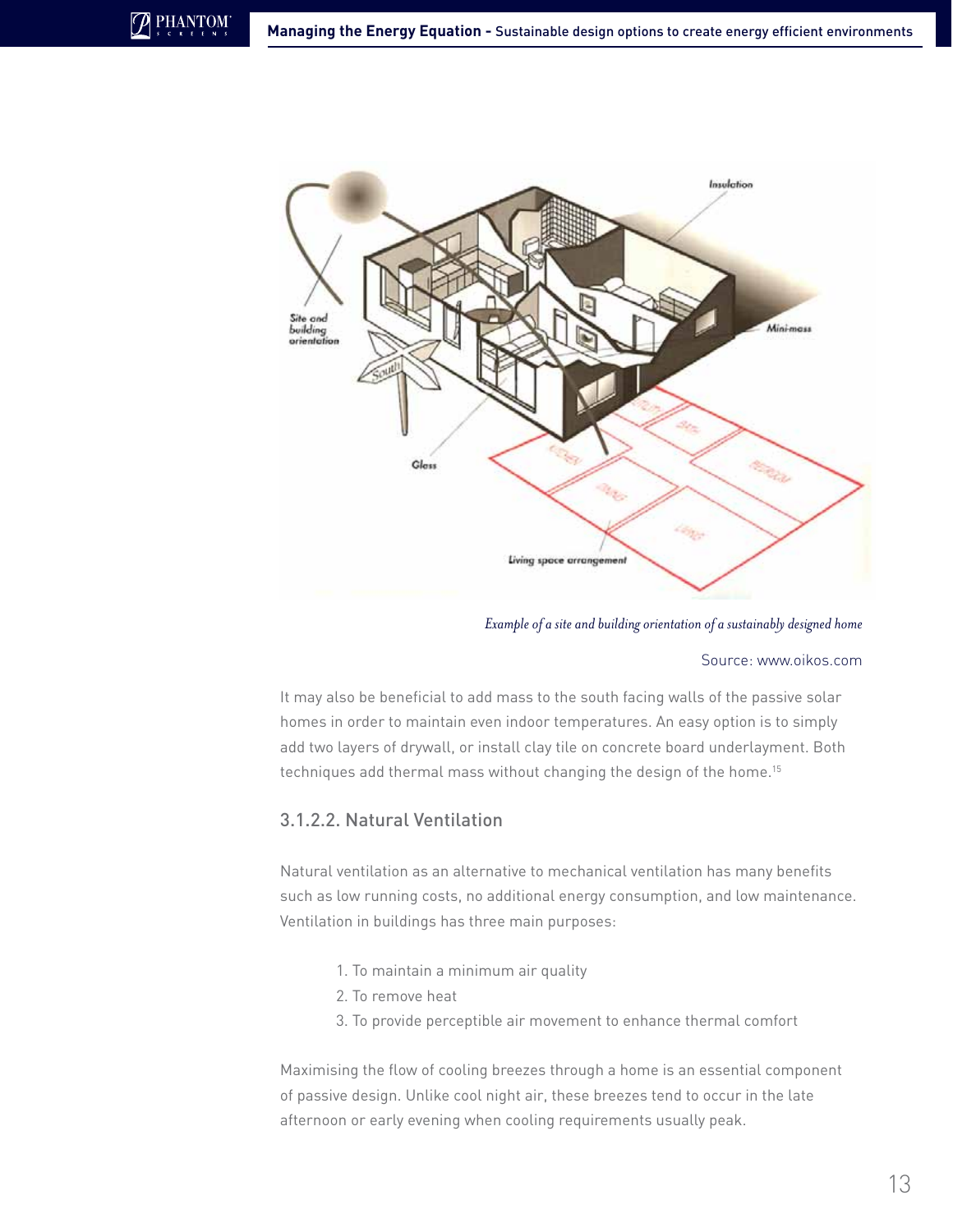*Example of a site and building orientation of a sustainably designed home*

Source: www.oikos.com

It may also be beneficial to add mass to the south facing walls of the passive solar homes in order to maintain even indoor temperatures. An easy option is to simply add two layers of drywall, or install clay tile on concrete board underlayment. Both techniques add thermal mass without changing the design of the home.[15]

### 3.1.2.2. Natural Ventilation

Natural ventilation as an alternative to mechanical ventilation has many benefits such as low running costs, no additional energy consumption, and low maintenance. Ventilation in buildings has three main purposes:

1. To maintain a minimum air quality
2. To remove heat
3. To provide perceptible air movement to enhance thermal comfort

Maximising the flow of cooling breezes through a home is an essential component of passive design. Unlike cool night air, these breezes tend to occur in the late afternoon or early evening when cooling requirements usually peak.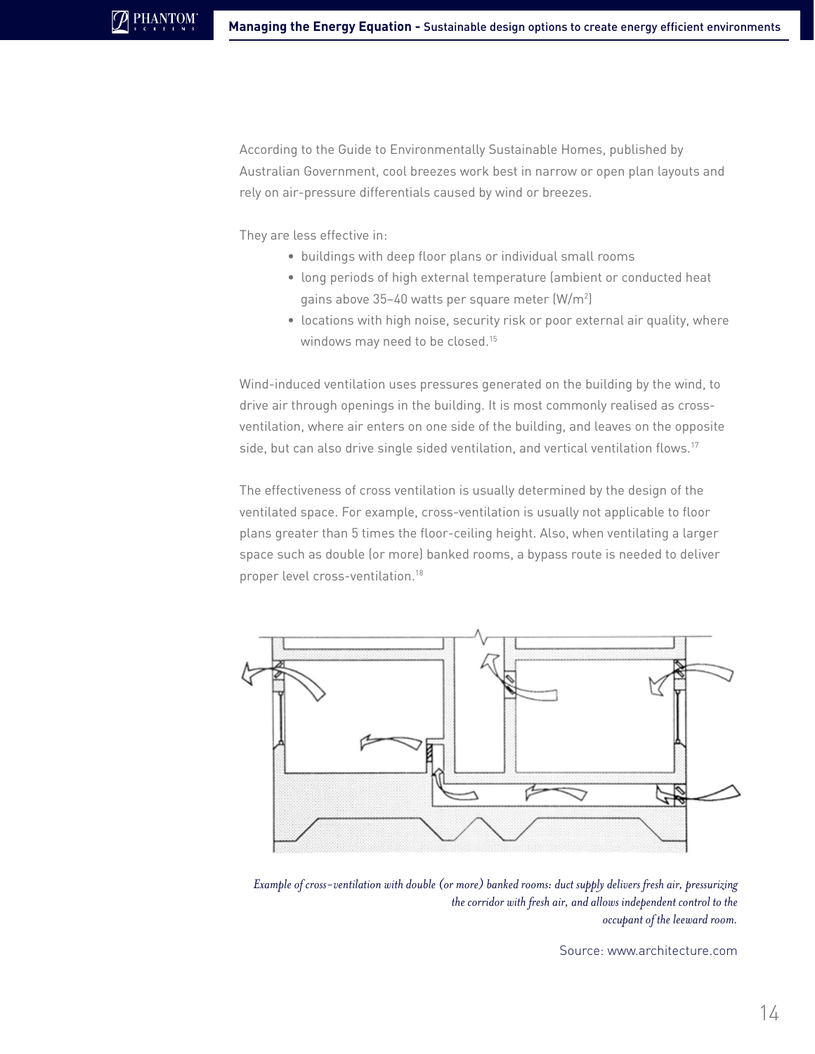According to the Guide to Environmentally Sustainable Homes, published by Australian Government, cool breezes work best in narrow or open plan layouts and rely on air-pressure differentials caused by wind or breezes.

They are less effective in:

- buildings with deep floor plans or individual small rooms
- long periods of high external temperature (ambient or conducted heat gains above 35–40 watts per square meter (W/m$^2$)
- locations with high noise, security risk or poor external air quality, where windows may need to be closed.[15]

Wind-induced ventilation uses pressures generated on the building by the wind, to drive air through openings in the building. It is most commonly realised as cross-ventilation, where air enters on one side of the building, and leaves on the opposite side, but can also drive single sided ventilation, and vertical ventilation flows.[17]

The effectiveness of cross ventilation is usually determined by the design of the ventilated space. For example, cross-ventilation is usually not applicable to floor plans greater than 5 times the floor-ceiling height. Also, when ventilating a larger space such as double (or more) banked rooms, a bypass route is needed to deliver proper level cross-ventilation.[18]

*Example of cross-ventilation with double (or more) banked rooms: duct supply delivers fresh air, pressurizing the corridor with fresh air, and allows independent control to the occupant of the leeward room.*

Source: www.architecture.com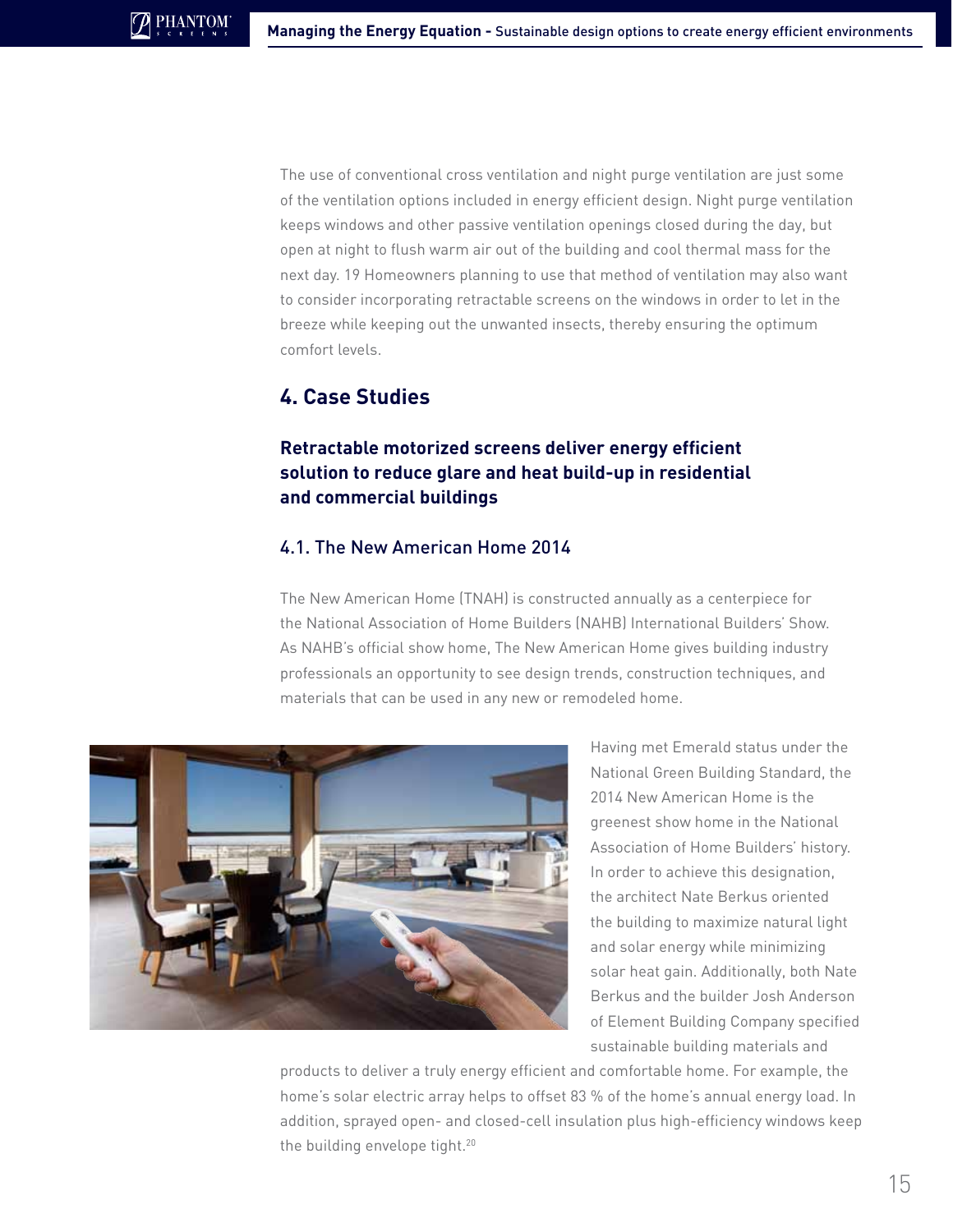The use of conventional cross ventilation and night purge ventilation are just some of the ventilation options included in energy efficient design. Night purge ventilation keeps windows and other passive ventilation openings closed during the day, but open at night to flush warm air out of the building and cool thermal mass for the next day. 19 Homeowners planning to use that method of ventilation may also want to consider incorporating retractable screens on the windows in order to let in the breeze while keeping out the unwanted insects, thereby ensuring the optimum comfort levels.

## 4. Case Studies

### Retractable motorized screens deliver energy efficient solution to reduce glare and heat build-up in residential and commercial buildings

#### 4.1. The New American Home 2014

The New American Home (TNAH) is constructed annually as a centerpiece for the National Association of Home Builders (NAHB) International Builders' Show. As NAHB's official show home, The New American Home gives building industry professionals an opportunity to see design trends, construction techniques, and materials that can be used in any new or remodeled home.

Having met Emerald status under the National Green Building Standard, the 2014 New American Home is the greenest show home in the National Association of Home Builders' history. In order to achieve this designation, the architect Nate Berkus oriented the building to maximize natural light and solar energy while minimizing solar heat gain. Additionally, both Nate Berkus and the builder Josh Anderson of Element Building Company specified sustainable building materials and products to deliver a truly energy efficient and comfortable home. For example, the home's solar electric array helps to offset 83 % of the home's annual energy load. In addition, sprayed open- and closed-cell insulation plus high-efficiency windows keep the building envelope tight.[20]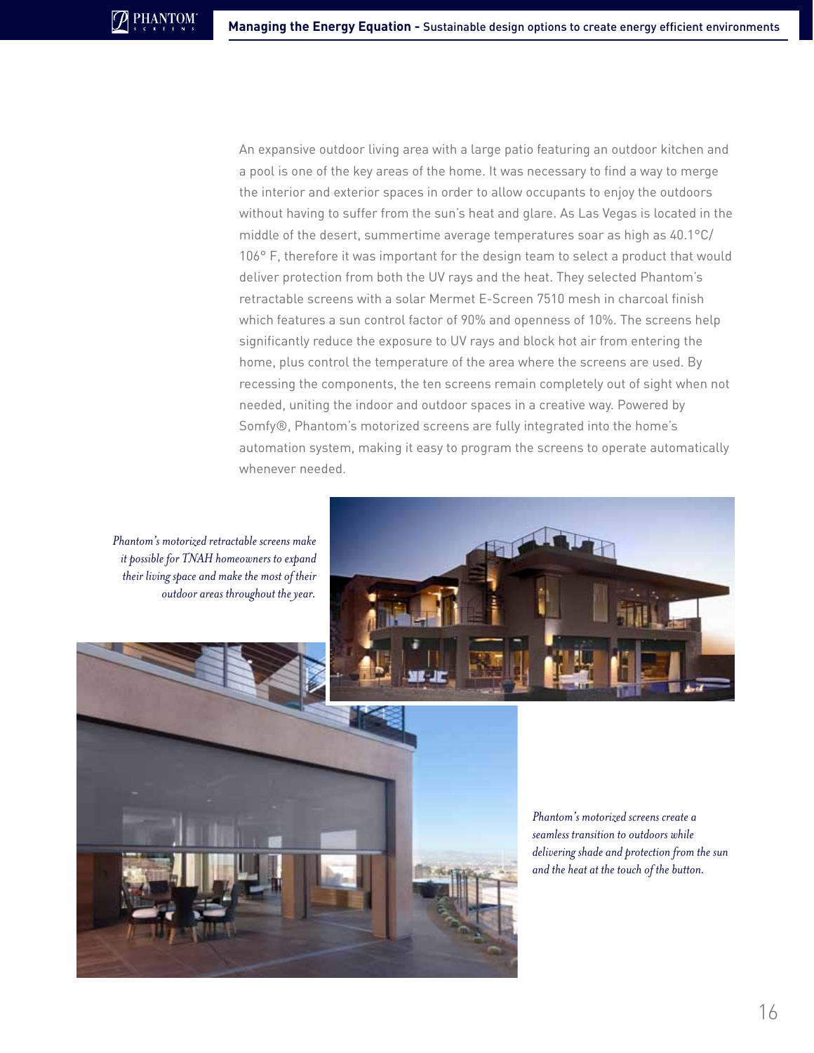An expansive outdoor living area with a large patio featuring an outdoor kitchen and a pool is one of the key areas of the home. It was necessary to find a way to merge the interior and exterior spaces in order to allow occupants to enjoy the outdoors without having to suffer from the sun's heat and glare. As Las Vegas is located in the middle of the desert, summertime average temperatures soar as high as 40.1°C/106° F, therefore it was important for the design team to select a product that would deliver protection from both the UV rays and the heat. They selected Phantom's retractable screens with a solar Mermet E-Screen 7510 mesh in charcoal finish which features a sun control factor of 90% and openness of 10%. The screens help significantly reduce the exposure to UV rays and block hot air from entering the home, plus control the temperature of the area where the screens are used. By recessing the components, the ten screens remain completely out of sight when not needed, uniting the indoor and outdoor spaces in a creative way. Powered by Somfy®, Phantom's motorized screens are fully integrated into the home's automation system, making it easy to program the screens to operate automatically whenever needed.

*Phantom's motorized retractable screens make it possible for TNAH homeowners to expand their living space and make the most of their outdoor areas throughout the year.*

*Phantom's motorized screens create a seamless transition to outdoors while delivering shade and protection from the sun and the heat at the touch of the button.*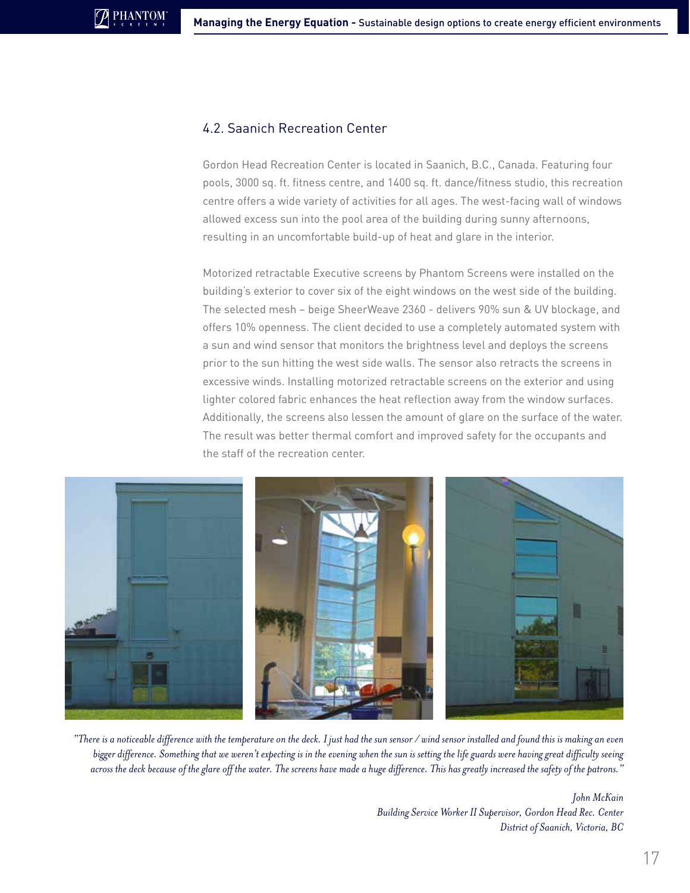## 4.2. Saanich Recreation Center

Gordon Head Recreation Center is located in Saanich, B.C., Canada. Featuring four pools, 3000 sq. ft. fitness centre, and 1400 sq. ft. dance/fitness studio, this recreation centre offers a wide variety of activities for all ages. The west-facing wall of windows allowed excess sun into the pool area of the building during sunny afternoons, resulting in an uncomfortable build-up of heat and glare in the interior.

Motorized retractable Executive screens by Phantom Screens were installed on the building's exterior to cover six of the eight windows on the west side of the building. The selected mesh – beige SheerWeave 2360 - delivers 90% sun & UV blockage, and offers 10% openness. The client decided to use a completely automated system with a sun and wind sensor that monitors the brightness level and deploys the screens prior to the sun hitting the west side walls. The sensor also retracts the screens in excessive winds. Installing motorized retractable screens on the exterior and using lighter colored fabric enhances the heat reflection away from the window surfaces. Additionally, the screens also lessen the amount of glare on the surface of the water. The result was better thermal comfort and improved safety for the occupants and the staff of the recreation center.

*"There is a noticeable difference with the temperature on the deck. I just had the sun sensor / wind sensor installed and found this is making an even bigger difference. Something that we weren't expecting is in the evening when the sun is setting the life guards were having great difficulty seeing across the deck because of the glare off the water. The screens have made a huge difference. This has greatly increased the safety of the patrons."*

*John McKain*
*Building Service Worker II Supervisor, Gordon Head Rec. Center*
*District of Saanich, Victoria, BC*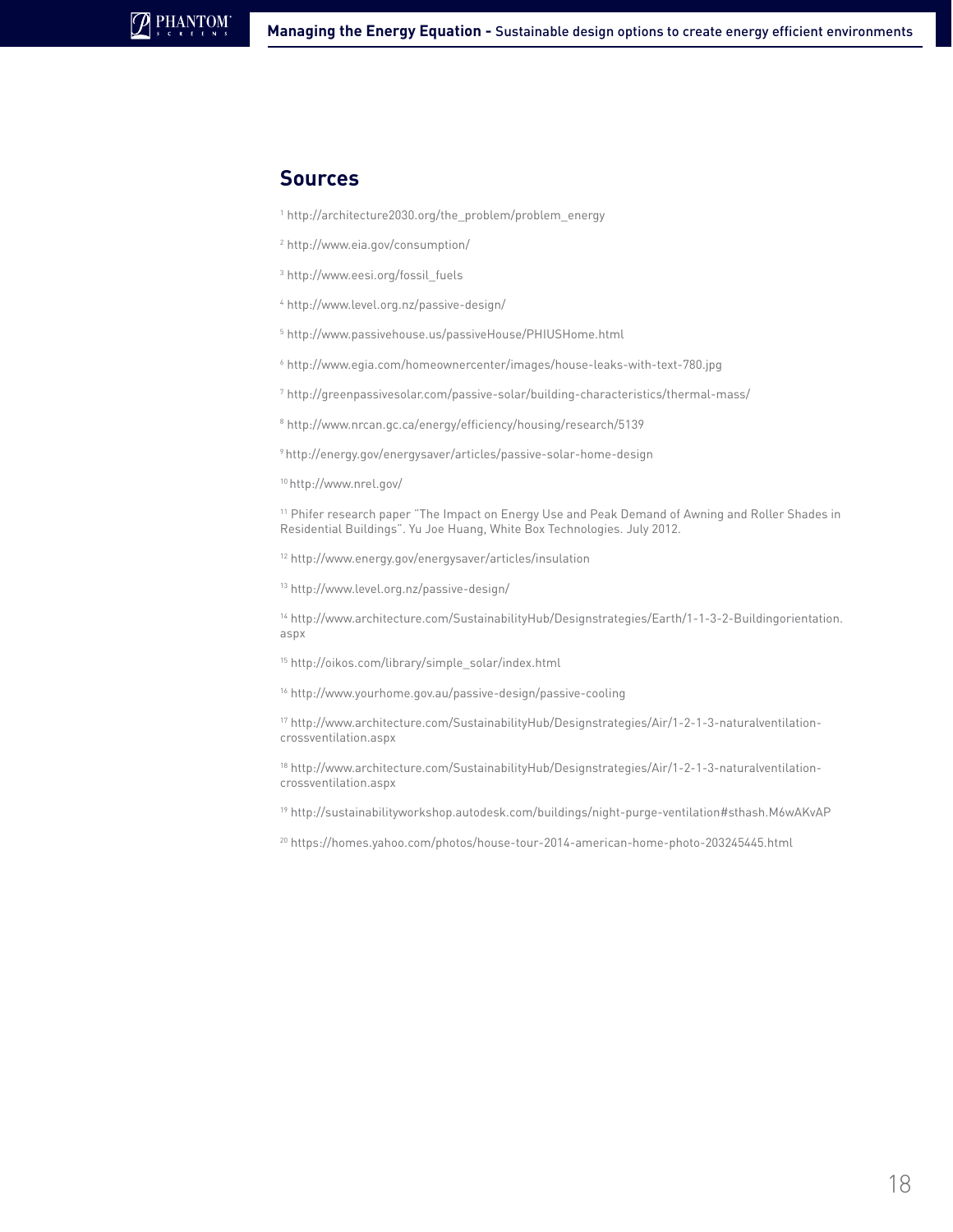## Sources

[1] http://architecture2030.org/the_problem/problem_energy

[2] http://www.eia.gov/consumption/

[3] http://www.eesi.org/fossil_fuels

[4] http://www.level.org.nz/passive-design/

[5] http://www.passivehouse.us/passiveHouse/PHIUSHome.html

[6] http://www.egia.com/homeownercenter/images/house-leaks-with-text-780.jpg

[7] http://greenpassivesolar.com/passive-solar/building-characteristics/thermal-mass/

[8] http://www.nrcan.gc.ca/energy/efficiency/housing/research/5139

[9] http://energy.gov/energysaver/articles/passive-solar-home-design

[10] http://www.nrel.gov/

[11] Phifer research paper "The Impact on Energy Use and Peak Demand of Awning and Roller Shades in Residential Buildings". Yu Joe Huang, White Box Technologies. July 2012.

[12] http://www.energy.gov/energysaver/articles/insulation

[13] http://www.level.org.nz/passive-design/

[14] http://www.architecture.com/SustainabilityHub/Designstrategies/Earth/1-1-3-2-Buildingorientation.aspx

[15] http://oikos.com/library/simple_solar/index.html

[16] http://www.yourhome.gov.au/passive-design/passive-cooling

[17] http://www.architecture.com/SustainabilityHub/Designstrategies/Air/1-2-1-3-naturalventilation-crossventilation.aspx

[18] http://www.architecture.com/SustainabilityHub/Designstrategies/Air/1-2-1-3-naturalventilation-crossventilation.aspx

[19] http://sustainabilityworkshop.autodesk.com/buildings/night-purge-ventilation#sthash.M6wAKvAP

[20] https://homes.yahoo.com/photos/house-tour-2014-american-home-photo-203245445.html